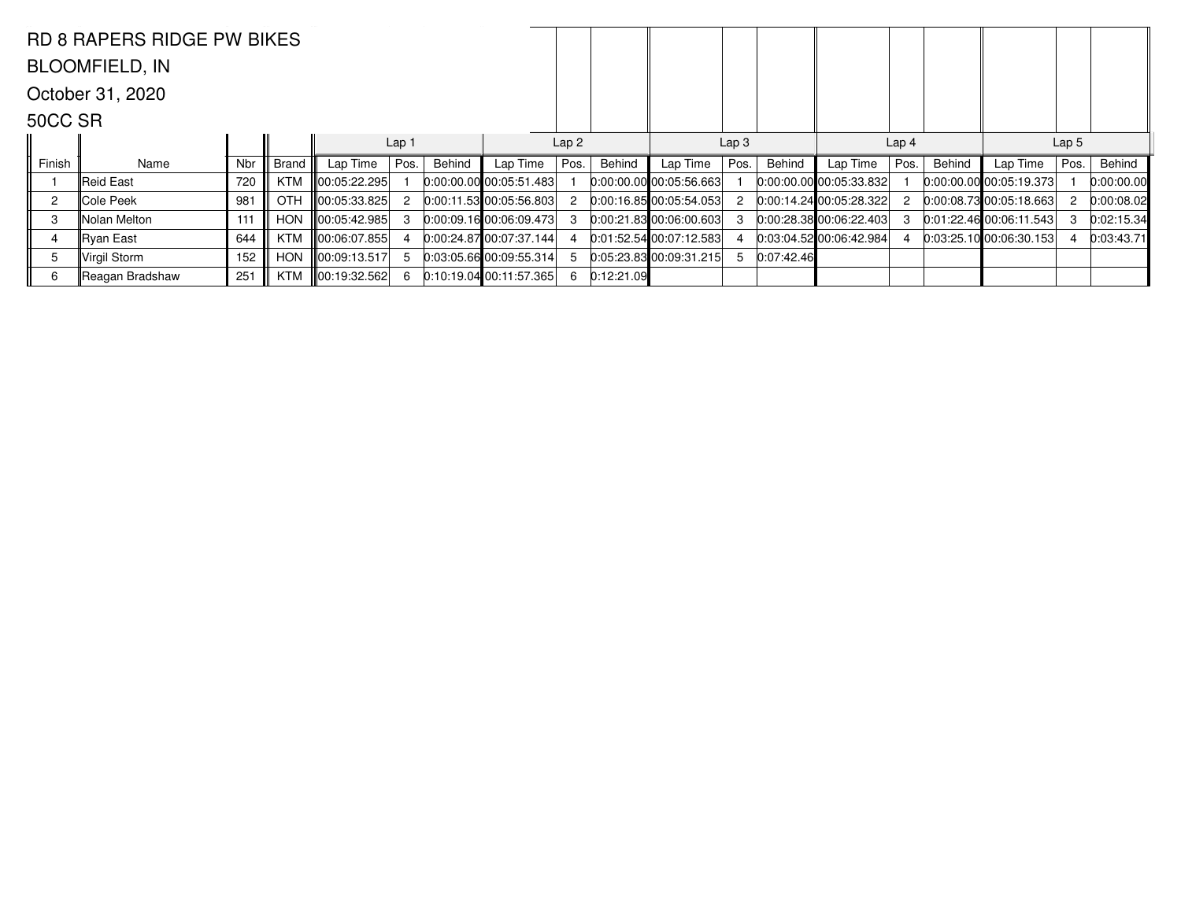RD 8 RAPERS RIDGE PW BIKES

BLOOMFIELD, IN

October 31, 2020

50CC SR

| Finish | Name | Nbr | Brand | Lap 1 Lap Time | Lap 1 Pos. | Lap 1 Behind | Lap 2 Lap Time | Lap 2 Pos. | Lap 2 Behind | Lap 3 Lap Time | Lap 3 Pos. | Lap 3 Behind | Lap 4 Lap Time | Lap 4 Pos. | Lap 4 Behind | Lap 5 Lap Time | Lap 5 Pos. | Lap 5 Behind |
|---|---|---|---|---|---|---|---|---|---|---|---|---|---|---|---|---|---|---|
| 1 | Reid East | 720 | KTM | 00:05:22.295 | 1 | 0:00:00.00 | 00:05:51.483 | 1 | 0:00:00.00 | 00:05:56.663 | 1 | 0:00:00.00 | 00:05:33.832 | 1 | 0:00:00.00 | 00:05:19.373 | 1 | 0:00:00.00 |
| 2 | Cole Peek | 981 | OTH | 00:05:33.825 | 2 | 0:00:11.53 | 00:05:56.803 | 2 | 0:00:16.85 | 00:05:54.053 | 2 | 0:00:14.24 | 00:05:28.322 | 2 | 0:00:08.73 | 00:05:18.663 | 2 | 0:00:08.02 |
| 3 | Nolan Melton | 111 | HON | 00:05:42.985 | 3 | 0:00:09.16 | 00:06:09.473 | 3 | 0:00:21.83 | 00:06:00.603 | 3 | 0:00:28.38 | 00:06:22.403 | 3 | 0:01:22.46 | 00:06:11.543 | 3 | 0:02:15.34 |
| 4 | Ryan East | 644 | KTM | 00:06:07.855 | 4 | 0:00:24.87 | 00:07:37.144 | 4 | 0:01:52.54 | 00:07:12.583 | 4 | 0:03:04.52 | 00:06:42.984 | 4 | 0:03:25.10 | 00:06:30.153 | 4 | 0:03:43.71 |
| 5 | Virgil Storm | 152 | HON | 00:09:13.517 | 5 | 0:03:05.66 | 00:09:55.314 | 5 | 0:05:23.83 | 00:09:31.215 | 5 | 0:07:42.46 | | | | | | |
| 6 | Reagan Bradshaw | 251 | KTM | 00:19:32.562 | 6 | 0:10:19.04 | 00:11:57.365 | 6 | 0:12:21.09 | | | | | | | | | |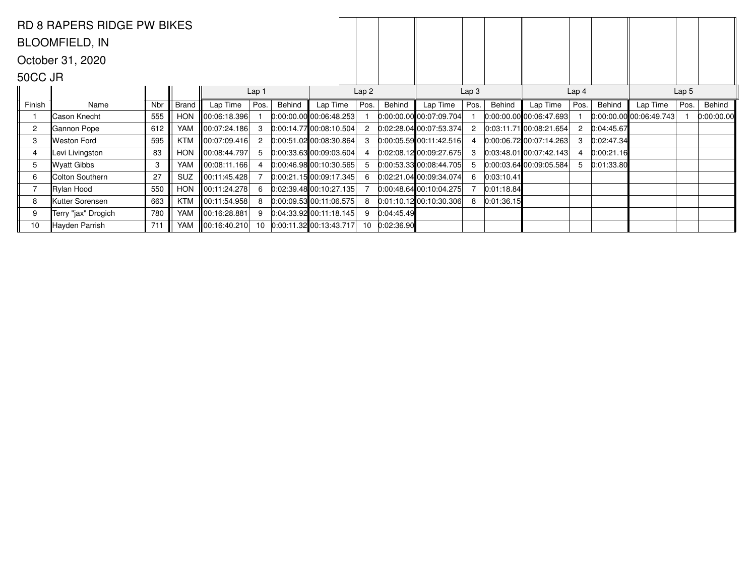RD 8 RAPERS RIDGE PW BIKES

BLOOMFIELD, IN

October 31, 2020

50CC JR

| | | | | Lap 1 | | | Lap 2 | | | Lap 3 | | | Lap 4 | | | Lap 5 | | |
|---|---|---|---|---|---|---|---|---|---|---|---|---|---|---|---|---|---|---|
| Finish | Name | Nbr | Brand | Lap Time | Pos. | Behind | Lap Time | Pos. | Behind | Lap Time | Pos. | Behind | Lap Time | Pos. | Behind | Lap Time | Pos. | Behind |
| 1 | Cason Knecht | 555 | HON | 00:06:18.396 | 1 | 0:00:00.00 | 00:06:48.253 | 1 | 0:00:00.00 | 00:07:09.704 | 1 | 0:00:00.00 | 00:06:47.693 | 1 | 0:00:00.00 | 00:06:49.743 | 1 | 0:00:00.00 |
| 2 | Gannon Pope | 612 | YAM | 00:07:24.186 | 3 | 0:00:14.77 | 00:08:10.504 | 2 | 0:02:28.04 | 00:07:53.374 | 2 | 0:03:11.71 | 00:08:21.654 | 2 | 0:04:45.67 | | | |
| 3 | Weston Ford | 595 | KTM | 00:07:09.416 | 2 | 0:00:51.02 | 00:08:30.864 | 3 | 0:00:05.59 | 00:11:42.516 | 4 | 0:00:06.72 | 00:07:14.263 | 3 | 0:02:47.34 | | | |
| 4 | Levi Livingston | 83 | HON | 00:08:44.797 | 5 | 0:00:33.63 | 00:09:03.604 | 4 | 0:02:08.12 | 00:09:27.675 | 3 | 0:03:48.01 | 00:07:42.143 | 4 | 0:00:21.16 | | | |
| 5 | Wyatt Gibbs | 3 | YAM | 00:08:11.166 | 4 | 0:00:46.98 | 00:10:30.565 | 5 | 0:00:53.33 | 00:08:44.705 | 5 | 0:00:03.64 | 00:09:05.584 | 5 | 0:01:33.80 | | | |
| 6 | Colton Southern | 27 | SUZ | 00:11:45.428 | 7 | 0:00:21.15 | 00:09:17.345 | 6 | 0:02:21.04 | 00:09:34.074 | 6 | 0:03:10.41 | | | | | | |
| 7 | Rylan Hood | 550 | HON | 00:11:24.278 | 6 | 0:02:39.48 | 00:10:27.135 | 7 | 0:00:48.64 | 00:10:04.275 | 7 | 0:01:18.84 | | | | | | |
| 8 | Kutter Sorensen | 663 | KTM | 00:11:54.958 | 8 | 0:00:09.53 | 00:11:06.575 | 8 | 0:01:10.12 | 00:10:30.306 | 8 | 0:01:36.15 | | | | | | |
| 9 | Terry "jax" Drogich | 780 | YAM | 00:16:28.881 | 9 | 0:04:33.92 | 00:11:18.145 | 9 | 0:04:45.49 | | | | | | | | | |
| 10 | Hayden Parrish | 711 | YAM | 00:16:40.210 | 10 | 0:00:11.32 | 00:13:43.717 | 10 | 0:02:36.90 | | | | | | | | | |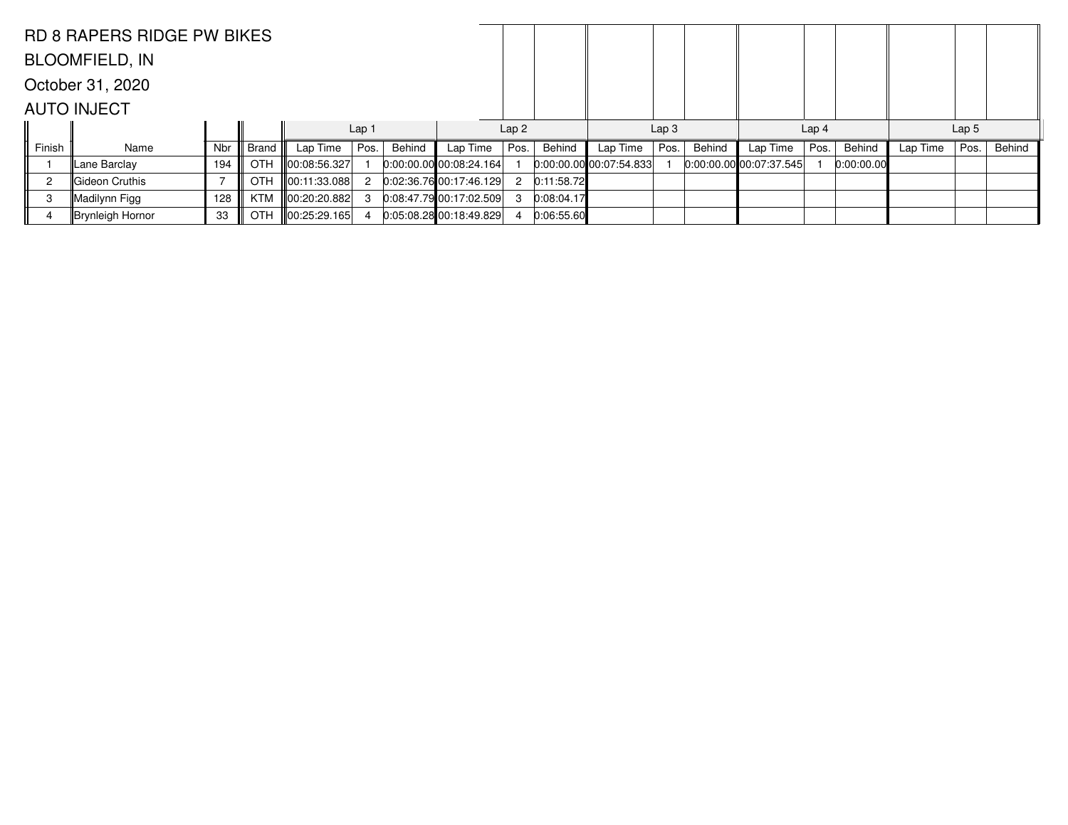RD 8 RAPERS RIDGE PW BIKES

BLOOMFIELD, IN

October 31, 2020

AUTO INJECT

| | | | | Lap 1 | | | Lap 2 | | | Lap 3 | | | Lap 4 | | | Lap 5 | | |
|---|---|---|---|---|---|---|---|---|---|---|---|---|---|---|---|---|---|---|
| Finish | Name | Nbr | Brand | Lap Time | Pos. | Behind | Lap Time | Pos. | Behind | Lap Time | Pos. | Behind | Lap Time | Pos. | Behind | Lap Time | Pos. | Behind |
| 1 | Lane Barclay | 194 | OTH | 00:08:56.327 | 1 | 0:00:00.00 | 00:08:24.164 | 1 | 0:00:00.00 | 00:07:54.833 | 1 | 0:00:00.00 | 00:07:37.545 | 1 | 0:00:00.00 | | | |
| 2 | Gideon Cruthis | 7 | OTH | 00:11:33.088 | 2 | 0:02:36.76 | 00:17:46.129 | 2 | 0:11:58.72 | | | | | | | | | |
| 3 | Madilynn Figg | 128 | KTM | 00:20:20.882 | 3 | 0:08:47.79 | 00:17:02.509 | 3 | 0:08:04.17 | | | | | | | | | |
| 4 | Brynleigh Hornor | 33 | OTH | 00:25:29.165 | 4 | 0:05:08.28 | 00:18:49.829 | 4 | 0:06:55.60 | | | | | | | | | |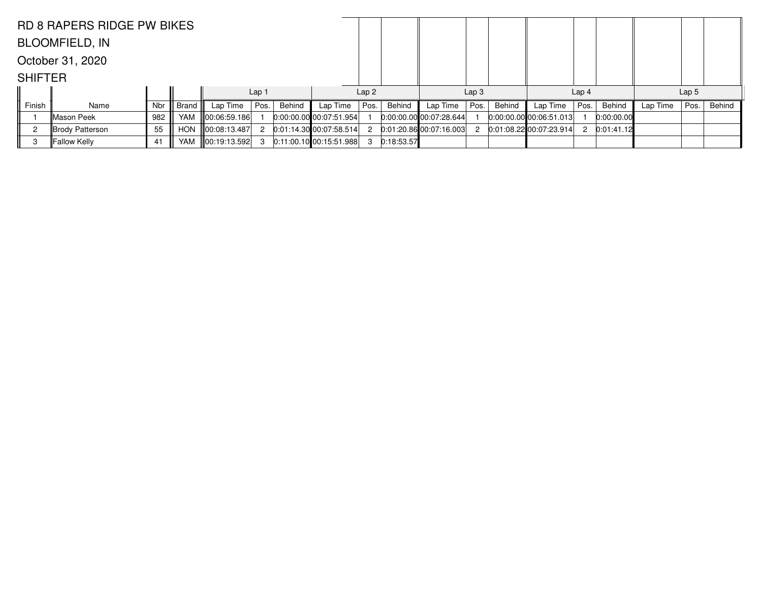RD 8 RAPERS RIDGE PW BIKES

BLOOMFIELD, IN

October 31, 2020

SHIFTER

| | | | | Lap 1 | | | Lap 2 | | | Lap 3 | | | Lap 4 | | | Lap 5 | | |
|---|---|---|---|---|---|---|---|---|---|---|---|---|---|---|---|---|---|---|
| Finish | Name | Nbr | Brand | Lap Time | Pos. | Behind | Lap Time | Pos. | Behind | Lap Time | Pos. | Behind | Lap Time | Pos. | Behind | Lap Time | Pos. | Behind |
| 1 | Mason Peek | 982 | YAM | 00:06:59.186 | 1 | 0:00:00.00 | 00:07:51.954 | 1 | 0:00:00.00 | 00:07:28.644 | 1 | 0:00:00.00 | 00:06:51.013 | 1 | 0:00:00.00 | | | |
| 2 | Brody Patterson | 55 | HON | 00:08:13.487 | 2 | 0:01:14.30 | 00:07:58.514 | 2 | 0:01:20.86 | 00:07:16.003 | 2 | 0:01:08.22 | 00:07:23.914 | 2 | 0:01:41.12 | | | |
| 3 | Fallow Kelly | 41 | YAM | 00:19:13.592 | 3 | 0:11:00.10 | 00:15:51.988 | 3 | 0:18:53.57 | | | | | | | | | |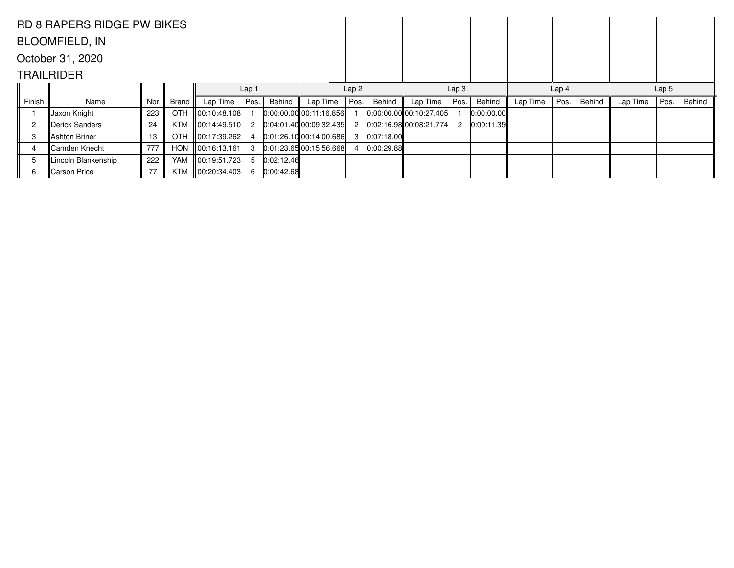RD 8 RAPERS RIDGE PW BIKES

BLOOMFIELD, IN

October 31, 2020

TRAILRIDER

| | | | | Lap 1 | | | Lap 2 | | | Lap 3 | | | Lap 4 | | | Lap 5 | | |
|---|---|---|---|---|---|---|---|---|---|---|---|---|---|---|---|---|---|---|
| Finish | Name | Nbr | Brand | Lap Time | Pos. | Behind | Lap Time | Pos. | Behind | Lap Time | Pos. | Behind | Lap Time | Pos. | Behind | Lap Time | Pos. | Behind |
| 1 | Jaxon Knight | 223 | OTH | 00:10:48.108 | 1 | 0:00:00.00 | 00:11:16.856 | 1 | 0:00:00.00 | 00:10:27.405 | 1 | 0:00:00.00 | | | | | | |
| 2 | Derick Sanders | 24 | KTM | 00:14:49.510 | 2 | 0:04:01.40 | 00:09:32.435 | 2 | 0:02:16.98 | 00:08:21.774 | 2 | 0:00:11.35 | | | | | | |
| 3 | Ashton Briner | 13 | OTH | 00:17:39.262 | 4 | 0:01:26.10 | 00:14:00.686 | 3 | 0:07:18.00 | | | | | | | | | |
| 4 | Camden Knecht | 777 | HON | 00:16:13.161 | 3 | 0:01:23.65 | 00:15:56.668 | 4 | 0:00:29.88 | | | | | | | | | |
| 5 | Lincoln Blankenship | 222 | YAM | 00:19:51.723 | 5 | 0:02:12.46 | | | | | | | | | | | | |
| 6 | Carson Price | 77 | KTM | 00:20:34.403 | 6 | 0:00:42.68 | | | | | | | | | | | | |